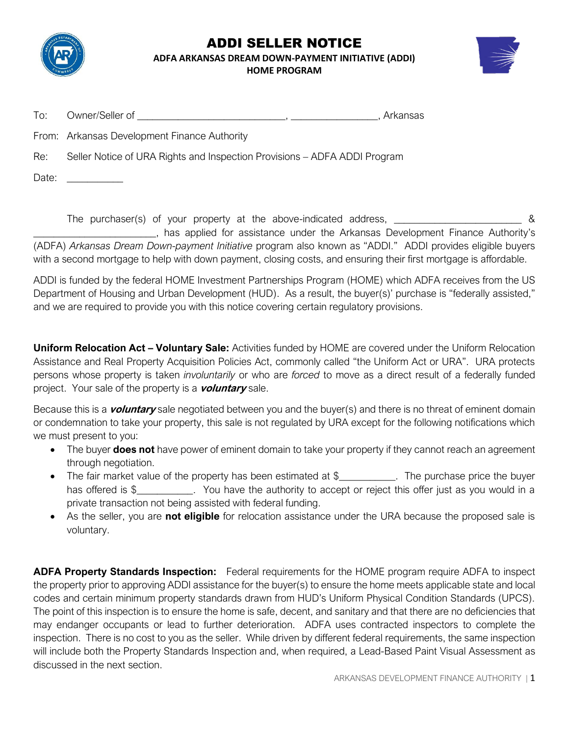# ADDI SELLER NOTICE

**ADFA ARKANSAS DREAM DOWN-PAYMENT INITIATIVE (ADDI)**
**HOME PROGRAM**

To: Owner/Seller of ____________________________, ________________, Arkansas

From: Arkansas Development Finance Authority

Re: Seller Notice of URA Rights and Inspection Provisions – ADFA ADDI Program

Date: ___________

The purchaser(s) of your property at the above-indicated address, ________________________ & ________________________, has applied for assistance under the Arkansas Development Finance Authority's (ADFA) *Arkansas Dream Down-payment Initiative* program also known as "ADDI." ADDI provides eligible buyers with a second mortgage to help with down payment, closing costs, and ensuring their first mortgage is affordable.

ADDI is funded by the federal HOME Investment Partnerships Program (HOME) which ADFA receives from the US Department of Housing and Urban Development (HUD). As a result, the buyer(s)' purchase is "federally assisted," and we are required to provide you with this notice covering certain regulatory provisions.

**Uniform Relocation Act – Voluntary Sale:** Activities funded by HOME are covered under the Uniform Relocation Assistance and Real Property Acquisition Policies Act, commonly called "the Uniform Act or URA". URA protects persons whose property is taken *involuntarily* or who are *forced* to move as a direct result of a federally funded project. Your sale of the property is a ***voluntary*** sale.

Because this is a ***voluntary*** sale negotiated between you and the buyer(s) and there is no threat of eminent domain or condemnation to take your property, this sale is not regulated by URA except for the following notifications which we must present to you:

- The buyer **does not** have power of eminent domain to take your property if they cannot reach an agreement through negotiation.
- The fair market value of the property has been estimated at $__________. The purchase price the buyer has offered is $__________. You have the authority to accept or reject this offer just as you would in a private transaction not being assisted with federal funding.
- As the seller, you are **not eligible** for relocation assistance under the URA because the proposed sale is voluntary.

**ADFA Property Standards Inspection:** Federal requirements for the HOME program require ADFA to inspect the property prior to approving ADDI assistance for the buyer(s) to ensure the home meets applicable state and local codes and certain minimum property standards drawn from HUD's Uniform Physical Condition Standards (UPCS). The point of this inspection is to ensure the home is safe, decent, and sanitary and that there are no deficiencies that may endanger occupants or lead to further deterioration. ADFA uses contracted inspectors to complete the inspection. There is no cost to you as the seller. While driven by different federal requirements, the same inspection will include both the Property Standards Inspection and, when required, a Lead-Based Paint Visual Assessment as discussed in the next section.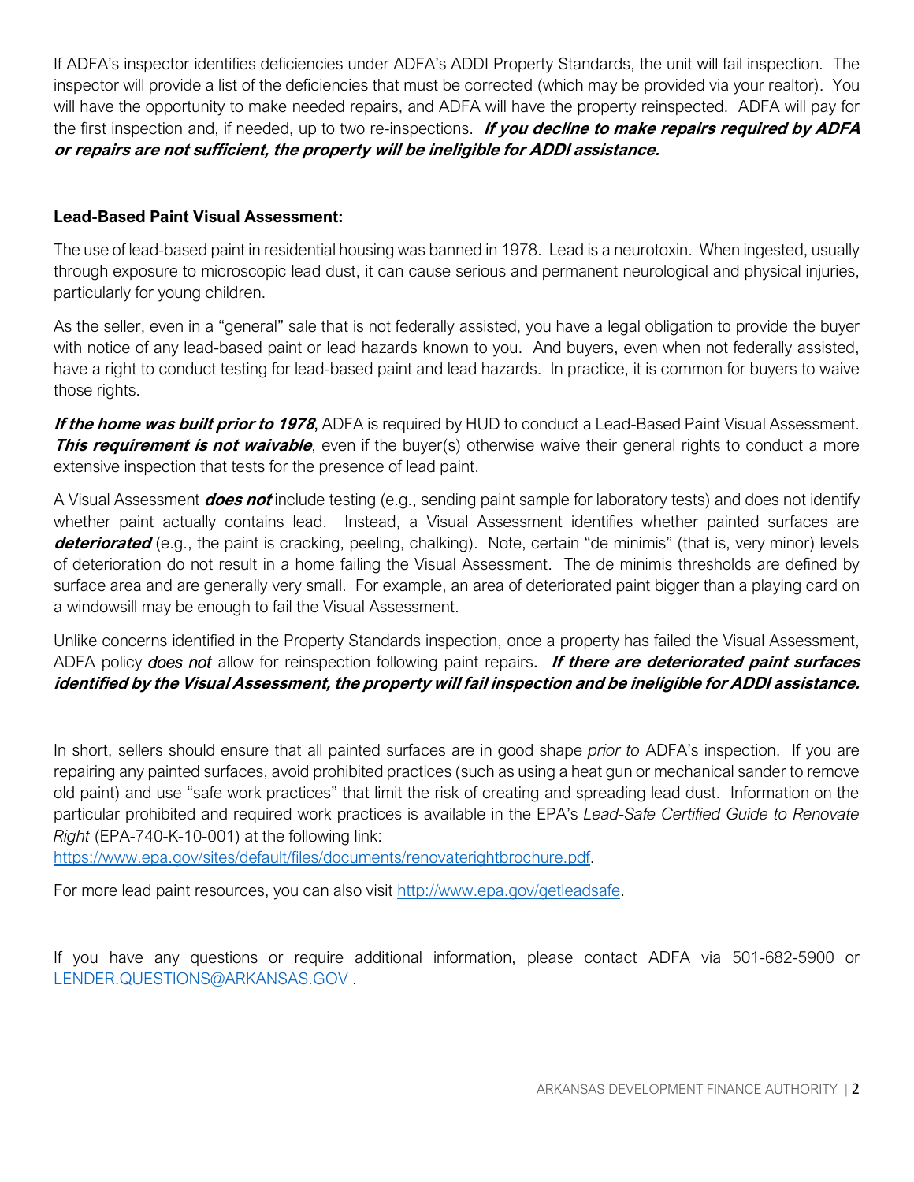If ADFA's inspector identifies deficiencies under ADFA's ADDI Property Standards, the unit will fail inspection. The inspector will provide a list of the deficiencies that must be corrected (which may be provided via your realtor). You will have the opportunity to make needed repairs, and ADFA will have the property reinspected. ADFA will pay for the first inspection and, if needed, up to two re-inspections. ***If you decline to make repairs required by ADFA or repairs are not sufficient, the property will be ineligible for ADDI assistance.***

**Lead-Based Paint Visual Assessment:**

The use of lead-based paint in residential housing was banned in 1978. Lead is a neurotoxin. When ingested, usually through exposure to microscopic lead dust, it can cause serious and permanent neurological and physical injuries, particularly for young children.

As the seller, even in a "general" sale that is not federally assisted, you have a legal obligation to provide the buyer with notice of any lead-based paint or lead hazards known to you. And buyers, even when not federally assisted, have a right to conduct testing for lead-based paint and lead hazards. In practice, it is common for buyers to waive those rights.

***If the home was built prior to 1978***, ADFA is required by HUD to conduct a Lead-Based Paint Visual Assessment. ***This requirement is not waivable***, even if the buyer(s) otherwise waive their general rights to conduct a more extensive inspection that tests for the presence of lead paint.

A Visual Assessment ***does not*** include testing (e.g., sending paint sample for laboratory tests) and does not identify whether paint actually contains lead. Instead, a Visual Assessment identifies whether painted surfaces are ***deteriorated*** (e.g., the paint is cracking, peeling, chalking). Note, certain "de minimis" (that is, very minor) levels of deterioration do not result in a home failing the Visual Assessment. The de minimis thresholds are defined by surface area and are generally very small. For example, an area of deteriorated paint bigger than a playing card on a windowsill may be enough to fail the Visual Assessment.

Unlike concerns identified in the Property Standards inspection, once a property has failed the Visual Assessment, ADFA policy *does not* allow for reinspection following paint repairs. ***If there are deteriorated paint surfaces identified by the Visual Assessment, the property will fail inspection and be ineligible for ADDI assistance.***

In short, sellers should ensure that all painted surfaces are in good shape *prior to* ADFA's inspection. If you are repairing any painted surfaces, avoid prohibited practices (such as using a heat gun or mechanical sander to remove old paint) and use "safe work practices" that limit the risk of creating and spreading lead dust. Information on the particular prohibited and required work practices is available in the EPA's *Lead-Safe Certified Guide to Renovate Right* (EPA-740-K-10-001) at the following link:
[https://www.epa.gov/sites/default/files/documents/renovaterightbrochure.pdf](https://www.epa.gov/sites/default/files/documents/renovaterightbrochure.pdf).

For more lead paint resources, you can also visit [http://www.epa.gov/getleadsafe](http://www.epa.gov/getleadsafe).

If you have any questions or require additional information, please contact ADFA via 501-682-5900 or [LENDER.QUESTIONS@ARKANSAS.GOV](mailto:LENDER.QUESTIONS@ARKANSAS.GOV) .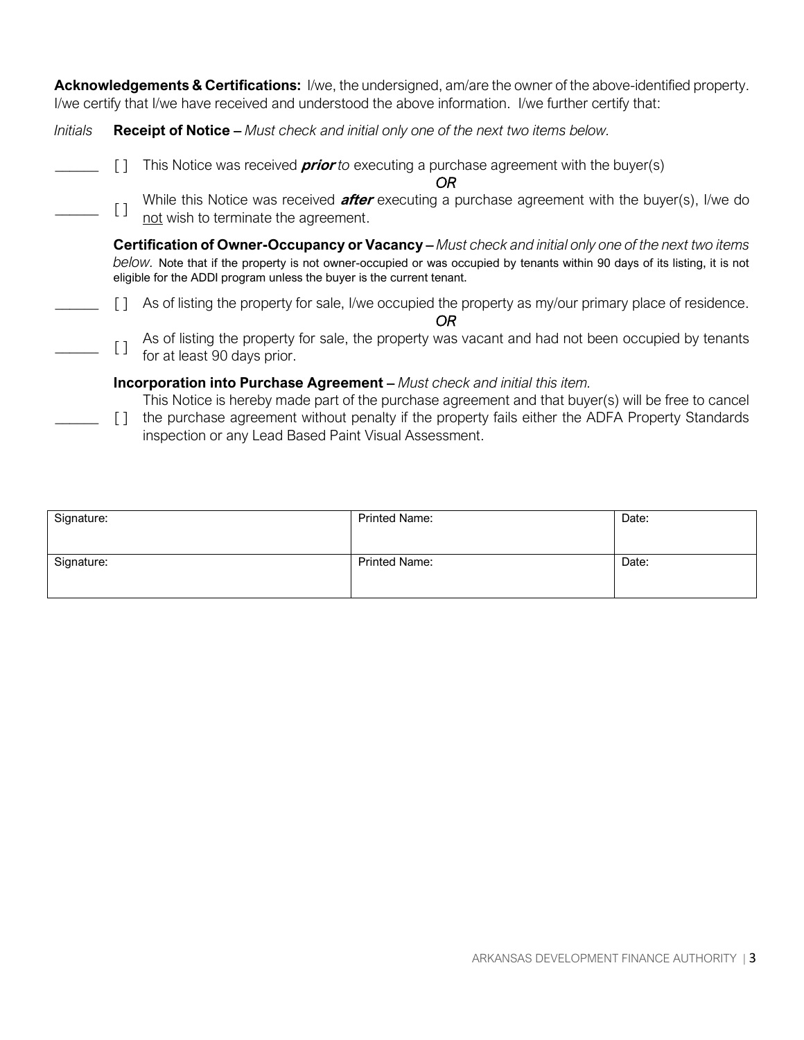**Acknowledgements & Certifications:** I/we, the undersigned, am/are the owner of the above-identified property. I/we certify that I/we have received and understood the above information. I/we further certify that:

*Initials* **Receipt of Notice** – *Must check and initial only one of the next two items below.*

______ [ ] This Notice was received ***prior*** *to* executing a purchase agreement with the buyer(s)

*OR*

______ [ ] While this Notice was received ***after*** executing a purchase agreement with the buyer(s), I/we do not wish to terminate the agreement.

**Certification of Owner-Occupancy or Vacancy** – *Must check and initial only one of the next two items below.* Note that if the property is not owner-occupied or was occupied by tenants within 90 days of its listing, it is not eligible for the ADDI program unless the buyer is the current tenant.

______ [ ] As of listing the property for sale, I/we occupied the property as my/our primary place of residence.

*OR*

______ [ ] As of listing the property for sale, the property was vacant and had not been occupied by tenants for at least 90 days prior.

**Incorporation into Purchase Agreement** – *Must check and initial this item.*

______ [ ] This Notice is hereby made part of the purchase agreement and that buyer(s) will be free to cancel the purchase agreement without penalty if the property fails either the ADFA Property Standards inspection or any Lead Based Paint Visual Assessment.

| | | |
|---|---|---|
| Signature: | Printed Name: | Date: |
| Signature: | Printed Name: | Date: |